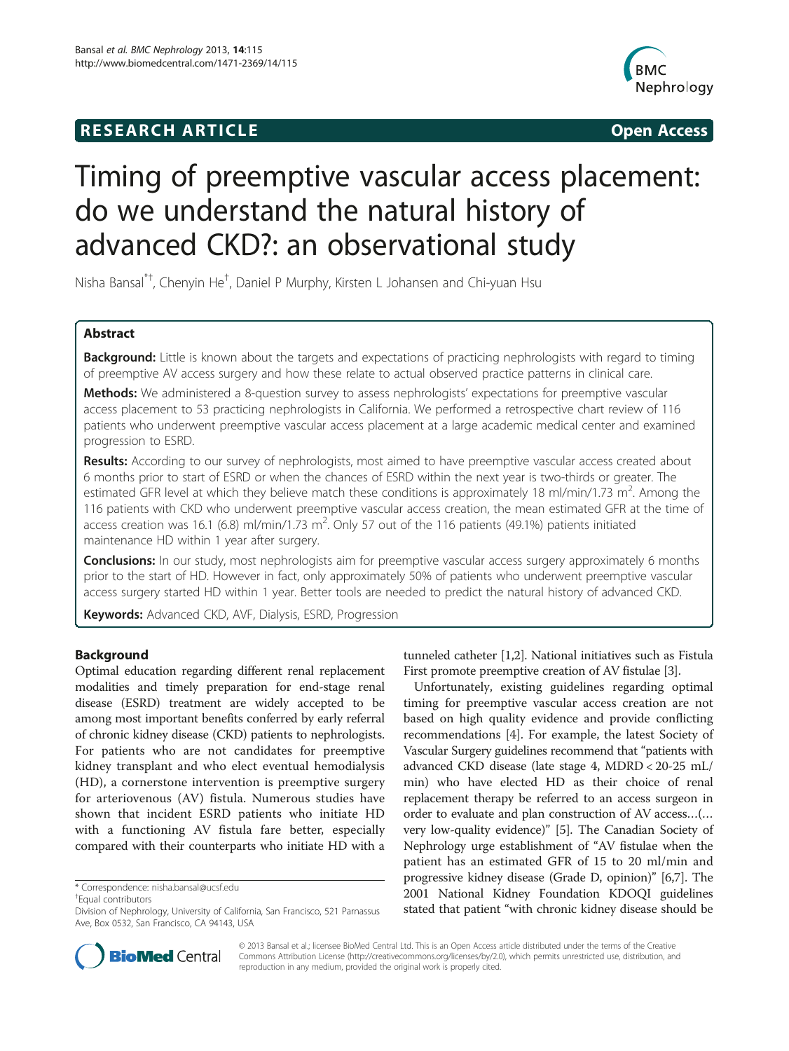**RESEARCH ARTICLE** **Open Access**

# Timing of preemptive vascular access placement: do we understand the natural history of advanced CKD?: an observational study

Nisha Bansal[*†], Chenyin He[†], Daniel P Murphy, Kirsten L Johansen and Chi-yuan Hsu

## Abstract

**Background:** Little is known about the targets and expectations of practicing nephrologists with regard to timing of preemptive AV access surgery and how these relate to actual observed practice patterns in clinical care.

**Methods:** We administered a 8-question survey to assess nephrologists' expectations for preemptive vascular access placement to 53 practicing nephrologists in California. We performed a retrospective chart review of 116 patients who underwent preemptive vascular access placement at a large academic medical center and examined progression to ESRD.

**Results:** According to our survey of nephrologists, most aimed to have preemptive vascular access created about 6 months prior to start of ESRD or when the chances of ESRD within the next year is two-thirds or greater. The estimated GFR level at which they believe match these conditions is approximately 18 ml/min/1.73 $m^2$. Among the 116 patients with CKD who underwent preemptive vascular access creation, the mean estimated GFR at the time of access creation was 16.1 (6.8) ml/min/1.73 $m^2$. Only 57 out of the 116 patients (49.1%) patients initiated maintenance HD within 1 year after surgery.

**Conclusions:** In our study, most nephrologists aim for preemptive vascular access surgery approximately 6 months prior to the start of HD. However in fact, only approximately 50% of patients who underwent preemptive vascular access surgery started HD within 1 year. Better tools are needed to predict the natural history of advanced CKD.

**Keywords:** Advanced CKD, AVF, Dialysis, ESRD, Progression

## Background

Optimal education regarding different renal replacement modalities and timely preparation for end-stage renal disease (ESRD) treatment are widely accepted to be among most important benefits conferred by early referral of chronic kidney disease (CKD) patients to nephrologists. For patients who are not candidates for preemptive kidney transplant and who elect eventual hemodialysis (HD), a cornerstone intervention is preemptive surgery for arteriovenous (AV) fistula. Numerous studies have shown that incident ESRD patients who initiate HD with a functioning AV fistula fare better, especially compared with their counterparts who initiate HD with a tunneled catheter [1,2]. National initiatives such as Fistula First promote preemptive creation of AV fistulae [3].

Unfortunately, existing guidelines regarding optimal timing for preemptive vascular access creation are not based on high quality evidence and provide conflicting recommendations [4]. For example, the latest Society of Vascular Surgery guidelines recommend that "patients with advanced CKD disease (late stage 4, MDRD < 20-25 mL/min) who have elected HD as their choice of renal replacement therapy be referred to an access surgeon in order to evaluate and plan construction of AV access…(…very low-quality evidence)" [5]. The Canadian Society of Nephrology urge establishment of "AV fistulae when the patient has an estimated GFR of 15 to 20 ml/min and progressive kidney disease (Grade D, opinion)" [6,7]. The 2001 National Kidney Foundation KDOQI guidelines stated that patient "with chronic kidney disease should be

\* Correspondence: nisha.bansal@ucsf.edu
†Equal contributors
Division of Nephrology, University of California, San Francisco, 521 Parnassus Ave, Box 0532, San Francisco, CA 94143, USA

© 2013 Bansal et al.; licensee BioMed Central Ltd. This is an Open Access article distributed under the terms of the Creative Commons Attribution License (http://creativecommons.org/licenses/by/2.0), which permits unrestricted use, distribution, and reproduction in any medium, provided the original work is properly cited.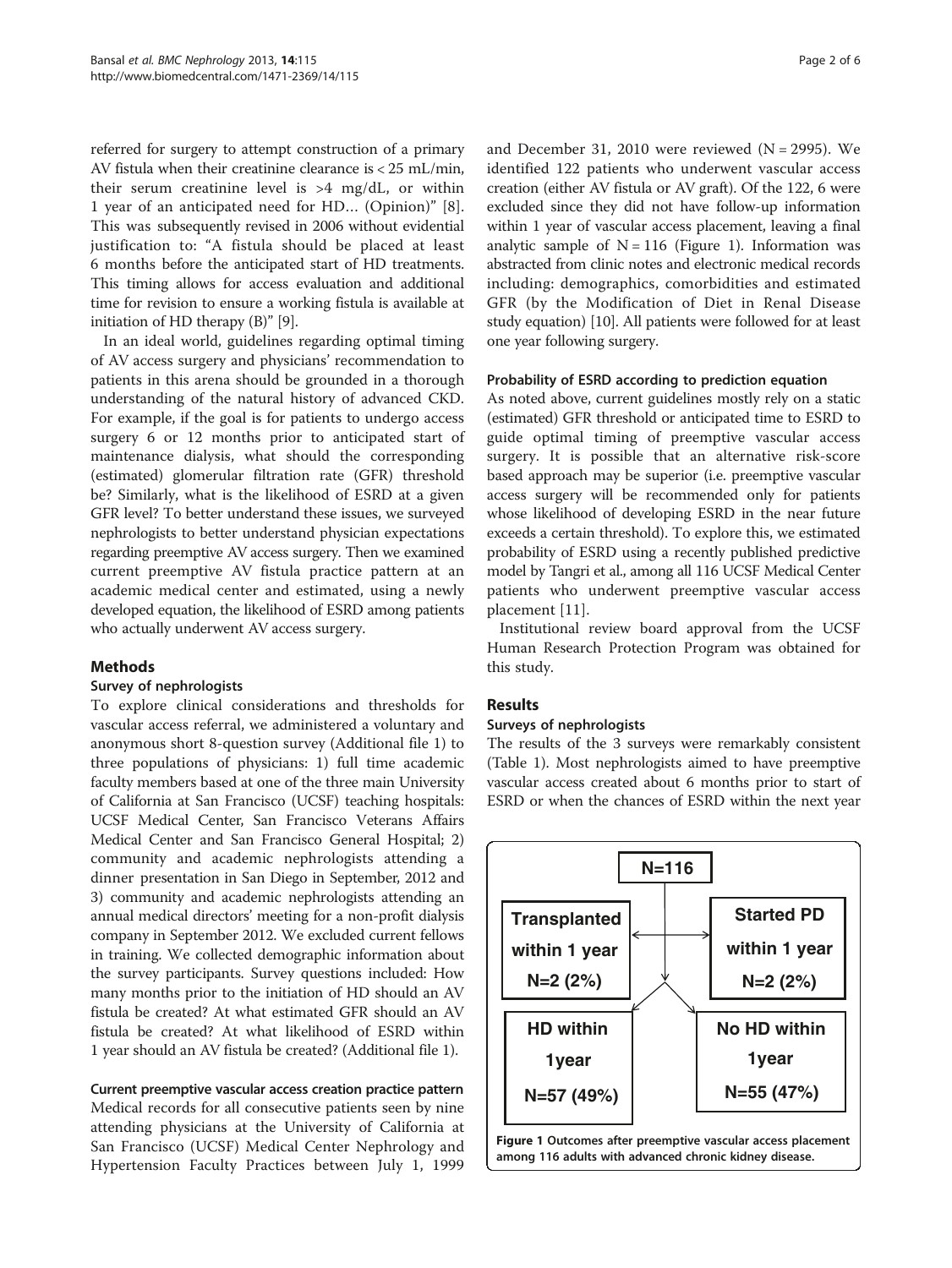referred for surgery to attempt construction of a primary AV fistula when their creatinine clearance is < 25 mL/min, their serum creatinine level is >4 mg/dL, or within 1 year of an anticipated need for HD… (Opinion)" [8]. This was subsequently revised in 2006 without evidential justification to: "A fistula should be placed at least 6 months before the anticipated start of HD treatments. This timing allows for access evaluation and additional time for revision to ensure a working fistula is available at initiation of HD therapy (B)" [9].

In an ideal world, guidelines regarding optimal timing of AV access surgery and physicians' recommendation to patients in this arena should be grounded in a thorough understanding of the natural history of advanced CKD. For example, if the goal is for patients to undergo access surgery 6 or 12 months prior to anticipated start of maintenance dialysis, what should the corresponding (estimated) glomerular filtration rate (GFR) threshold be? Similarly, what is the likelihood of ESRD at a given GFR level? To better understand these issues, we surveyed nephrologists to better understand physician expectations regarding preemptive AV access surgery. Then we examined current preemptive AV fistula practice pattern at an academic medical center and estimated, using a newly developed equation, the likelihood of ESRD among patients who actually underwent AV access surgery.

## Methods

### Survey of nephrologists

To explore clinical considerations and thresholds for vascular access referral, we administered a voluntary and anonymous short 8-question survey (Additional file 1) to three populations of physicians: 1) full time academic faculty members based at one of the three main University of California at San Francisco (UCSF) teaching hospitals: UCSF Medical Center, San Francisco Veterans Affairs Medical Center and San Francisco General Hospital; 2) community and academic nephrologists attending a dinner presentation in San Diego in September, 2012 and 3) community and academic nephrologists attending an annual medical directors' meeting for a non-profit dialysis company in September 2012. We excluded current fellows in training. We collected demographic information about the survey participants. Survey questions included: How many months prior to the initiation of HD should an AV fistula be created? At what estimated GFR should an AV fistula be created? At what likelihood of ESRD within 1 year should an AV fistula be created? (Additional file 1).

### Current preemptive vascular access creation practice pattern

Medical records for all consecutive patients seen by nine attending physicians at the University of California at San Francisco (UCSF) Medical Center Nephrology and Hypertension Faculty Practices between July 1, 1999 and December 31, 2010 were reviewed (N = 2995). We identified 122 patients who underwent vascular access creation (either AV fistula or AV graft). Of the 122, 6 were excluded since they did not have follow-up information within 1 year of vascular access placement, leaving a final analytic sample of N = 116 (Figure 1). Information was abstracted from clinic notes and electronic medical records including: demographics, comorbidities and estimated GFR (by the Modification of Diet in Renal Disease study equation) [10]. All patients were followed for at least one year following surgery.

### Probability of ESRD according to prediction equation

As noted above, current guidelines mostly rely on a static (estimated) GFR threshold or anticipated time to ESRD to guide optimal timing of preemptive vascular access surgery. It is possible that an alternative risk-score based approach may be superior (i.e. preemptive vascular access surgery will be recommended only for patients whose likelihood of developing ESRD in the near future exceeds a certain threshold). To explore this, we estimated probability of ESRD using a recently published predictive model by Tangri et al., among all 116 UCSF Medical Center patients who underwent preemptive vascular access placement [11].

Institutional review board approval from the UCSF Human Research Protection Program was obtained for this study.

## Results

### Surveys of nephrologists

The results of the 3 surveys were remarkably consistent (Table 1). Most nephrologists aimed to have preemptive vascular access created about 6 months prior to start of ESRD or when the chances of ESRD within the next year

N=116

Transplanted within 1 year N=2 (2%)

Started PD within 1 year N=2 (2%)

HD within 1year N=57 (49%)

No HD within 1year N=55 (47%)

**Figure 1 Outcomes after preemptive vascular access placement among 116 adults with advanced chronic kidney disease.**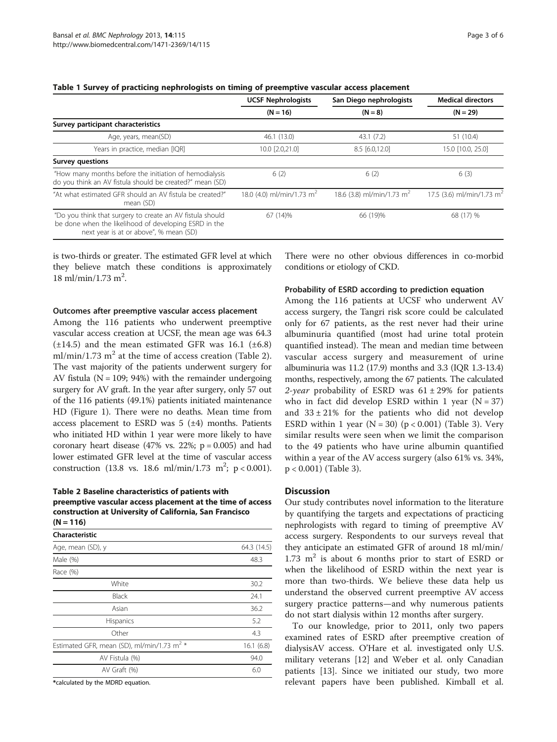**Table 1 Survey of practicing nephrologists on timing of preemptive vascular access placement**

| | UCSF Nephrologists | San Diego nephrologists | Medical directors |
|---|---|---|---|
| | (N = 16) | (N = 8) | (N = 29) |
| **Survey participant characteristics** | | | |
| Age, years, mean(SD) | 46.1 (13.0) | 43.1 (7.2) | 51 (10.4) |
| Years in practice, median [IQR] | 10.0 [2.0,21.0] | 8.5 [6.0,12.0] | 15.0 [10.0, 25.0] |
| **Survey questions** | | | |
| "How many months before the initiation of hemodialysis do you think an AV fistula should be created?" mean (SD) | 6 (2) | 6 (2) | 6 (3) |
| "At what estimated GFR should an AV fistula be created?" mean (SD) | 18.0 (4.0) ml/min/1.73 $m^2$ | 18.6 (3.8) ml/min/1.73 $m^2$ | 17.5 (3.6) ml/min/1.73 $m^2$ |
| "Do you think that surgery to create an AV fistula should be done when the likelihood of developing ESRD in the next year is at or above", % mean (SD) | 67 (14)% | 66 (19)% | 68 (17) % |

is two-thirds or greater. The estimated GFR level at which they believe match these conditions is approximately 18 ml/min/1.73 $m^2$.

### Outcomes after preemptive vascular access placement

Among the 116 patients who underwent preemptive vascular access creation at UCSF, the mean age was 64.3 (±14.5) and the mean estimated GFR was 16.1 (±6.8) ml/min/1.73 $m^2$ at the time of access creation (Table 2). The vast majority of the patients underwent surgery for AV fistula (N = 109; 94%) with the remainder undergoing surgery for AV graft. In the year after surgery, only 57 out of the 116 patients (49.1%) patients initiated maintenance HD (Figure 1). There were no deaths. Mean time from access placement to ESRD was 5 (±4) months. Patients who initiated HD within 1 year were more likely to have coronary heart disease (47% vs. 22%; p = 0.005) and had lower estimated GFR level at the time of vascular access construction (13.8 vs. 18.6 ml/min/1.73 $m^2$; p < 0.001). There were no other obvious differences in co-morbid conditions or etiology of CKD.

**Table 2 Baseline characteristics of patients with preemptive vascular access placement at the time of access construction at University of California, San Francisco (N = 116)**

| Characteristic | |
|---|---|
| Age, mean (SD), y | 64.3 (14.5) |
| Male (%) | 48.3 |
| Race (%) | |
| White | 30.2 |
| Black | 24.1 |
| Asian | 36.2 |
| Hispanics | 5.2 |
| Other | 4.3 |
| Estimated GFR, mean (SD), ml/min/1.73 $m^2$ * | 16.1 (6.8) |
| AV Fistula (%) | 94.0 |
| AV Graft (%) | 6.0 |

*calculated by the MDRD equation.

### Probability of ESRD according to prediction equation

Among the 116 patients at UCSF who underwent AV access surgery, the Tangri risk score could be calculated only for 67 patients, as the rest never had their urine albuminuria quantified (most had urine total protein quantified instead). The mean and median time between vascular access surgery and measurement of urine albuminuria was 11.2 (17.9) months and 3.3 (IQR 1.3-13.4) months, respectively, among the 67 patients. The calculated *2-year* probability of ESRD was 61 ± 29% for patients who in fact did develop ESRD within 1 year (N = 37) and 33 ± 21% for the patients who did not develop ESRD within 1 year (N = 30) (p < 0.001) (Table 3). Very similar results were seen when we limit the comparison to the 49 patients who have urine albumin quantified within a year of the AV access surgery (also 61% vs. 34%, p < 0.001) (Table 3).

## Discussion

Our study contributes novel information to the literature by quantifying the targets and expectations of practicing nephrologists with regard to timing of preemptive AV access surgery. Respondents to our surveys reveal that they anticipate an estimated GFR of around 18 ml/min/1.73 $m^2$ is about 6 months prior to start of ESRD or when the likelihood of ESRD within the next year is more than two-thirds. We believe these data help us understand the observed current preemptive AV access surgery practice patterns—and why numerous patients do not start dialysis within 12 months after surgery.

To our knowledge, prior to 2011, only two papers examined rates of ESRD after preemptive creation of dialysisAV access. O'Hare et al. investigated only U.S. military veterans [12] and Weber et al. only Canadian patients [13]. Since we initiated our study, two more relevant papers have been published. Kimball et al.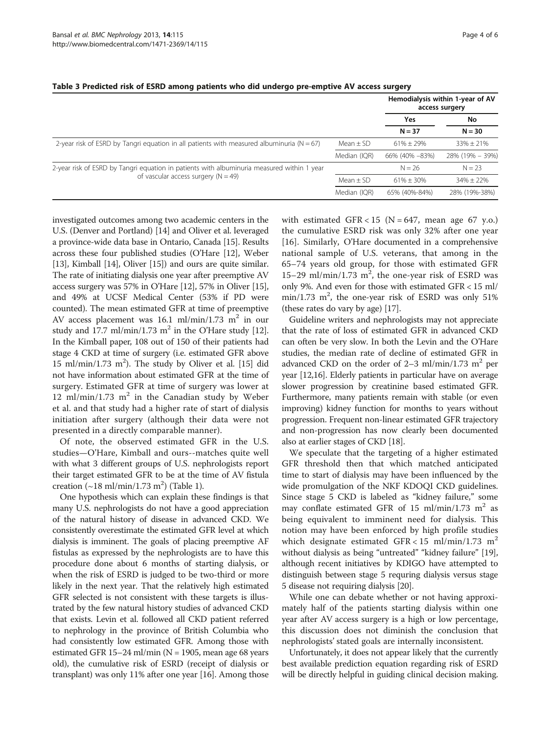**Table 3 Predicted risk of ESRD among patients who did undergo pre-emptive AV access surgery**

| | | Hemodialysis within 1-year of AV access surgery | |
|---|---|---|---|
| | | Yes | No |
| | | N = 37 | N = 30 |
| 2-year risk of ESRD by Tangri equation in all patients with measured albuminuria (N = 67) | Mean ± SD | 61% ± 29% | 33% ± 21% |
| | Median (IQR) | 66% (40% –83%) | 28% (19% – 39%) |
| 2-year risk of ESRD by Tangri equation in patients with albuminuria measured within 1 year of vascular access surgery (N = 49) | | N = 26 | N = 23 |
| | Mean ± SD | 61% ± 30% | 34% ± 22% |
| | Median (IQR) | 65% (40%-84%) | 28% (19%-38%) |

investigated outcomes among two academic centers in the U.S. (Denver and Portland) [14] and Oliver et al. leveraged a province-wide data base in Ontario, Canada [15]. Results across these four published studies (O'Hare [12], Weber [13], Kimball [14], Oliver [15]) and ours are quite similar. The rate of initiating dialysis one year after preemptive AV access surgery was 57% in O'Hare [12], 57% in Oliver [15], and 49% at UCSF Medical Center (53% if PD were counted). The mean estimated GFR at time of preemptive AV access placement was 16.1 ml/min/1.73 $m^2$ in our study and 17.7 ml/min/1.73 $m^2$ in the O'Hare study [12]. In the Kimball paper, 108 out of 150 of their patients had stage 4 CKD at time of surgery (i.e. estimated GFR above 15 ml/min/1.73 $m^2$). The study by Oliver et al. [15] did not have information about estimated GFR at the time of surgery. Estimated GFR at time of surgery was lower at 12 ml/min/1.73 $m^2$ in the Canadian study by Weber et al. and that study had a higher rate of start of dialysis initiation after surgery (although their data were not presented in a directly comparable manner).

Of note, the observed estimated GFR in the U.S. studies—O'Hare, Kimball and ours--matches quite well with what 3 different groups of U.S. nephrologists report their target estimated GFR to be at the time of AV fistula creation (~18 ml/min/1.73 $m^2$) (Table 1).

One hypothesis which can explain these findings is that many U.S. nephrologists do not have a good appreciation of the natural history of disease in advanced CKD. We consistently overestimate the estimated GFR level at which dialysis is imminent. The goals of placing preemptive AF fistulas as expressed by the nephrologists are to have this procedure done about 6 months of starting dialysis, or when the risk of ESRD is judged to be two-third or more likely in the next year. That the relatively high estimated GFR selected is not consistent with these targets is illustrated by the few natural history studies of advanced CKD that exists. Levin et al. followed all CKD patient referred to nephrology in the province of British Columbia who had consistently low estimated GFR. Among those with estimated GFR 15–24 ml/min (N = 1905, mean age 68 years old), the cumulative risk of ESRD (receipt of dialysis or transplant) was only 11% after one year [16]. Among those with estimated GFR < 15 (N = 647, mean age 67 y.o.) the cumulative ESRD risk was only 32% after one year [16]. Similarly, O'Hare documented in a comprehensive national sample of U.S. veterans, that among in the 65–74 years old group, for those with estimated GFR 15–29 ml/min/1.73 $m^2$, the one-year risk of ESRD was only 9%. And even for those with estimated GFR < 15 ml/min/1.73 $m^2$, the one-year risk of ESRD was only 51% (these rates do vary by age) [17].

Guideline writers and nephrologists may not appreciate that the rate of loss of estimated GFR in advanced CKD can often be very slow. In both the Levin and the O'Hare studies, the median rate of decline of estimated GFR in advanced CKD on the order of 2–3 ml/min/1.73 $m^2$ per year [12,16]. Elderly patients in particular have on average slower progression by creatinine based estimated GFR. Furthermore, many patients remain with stable (or even improving) kidney function for months to years without progression. Frequent non-linear estimated GFR trajectory and non-progression has now clearly been documented also at earlier stages of CKD [18].

We speculate that the targeting of a higher estimated GFR threshold then that which matched anticipated time to start of dialysis may have been influenced by the wide promulgation of the NKF KDOQI CKD guidelines. Since stage 5 CKD is labeled as "kidney failure," some may conflate estimated GFR of 15 ml/min/1.73 $m^2$ as being equivalent to imminent need for dialysis. This notion may have been enforced by high profile studies which designate estimated GFR < 15 ml/min/1.73 $m^2$ without dialysis as being "untreated" "kidney failure" [19], although recent initiatives by KDIGO have attempted to distinguish between stage 5 requring dialysis versus stage 5 disease not requiring dialysis [20].

While one can debate whether or not having approximately half of the patients starting dialysis within one year after AV access surgery is a high or low percentage, this discussion does not diminish the conclusion that nephrologists' stated goals are internally inconsistent.

Unfortunately, it does not appear likely that the currently best available prediction equation regarding risk of ESRD will be directly helpful in guiding clinical decision making.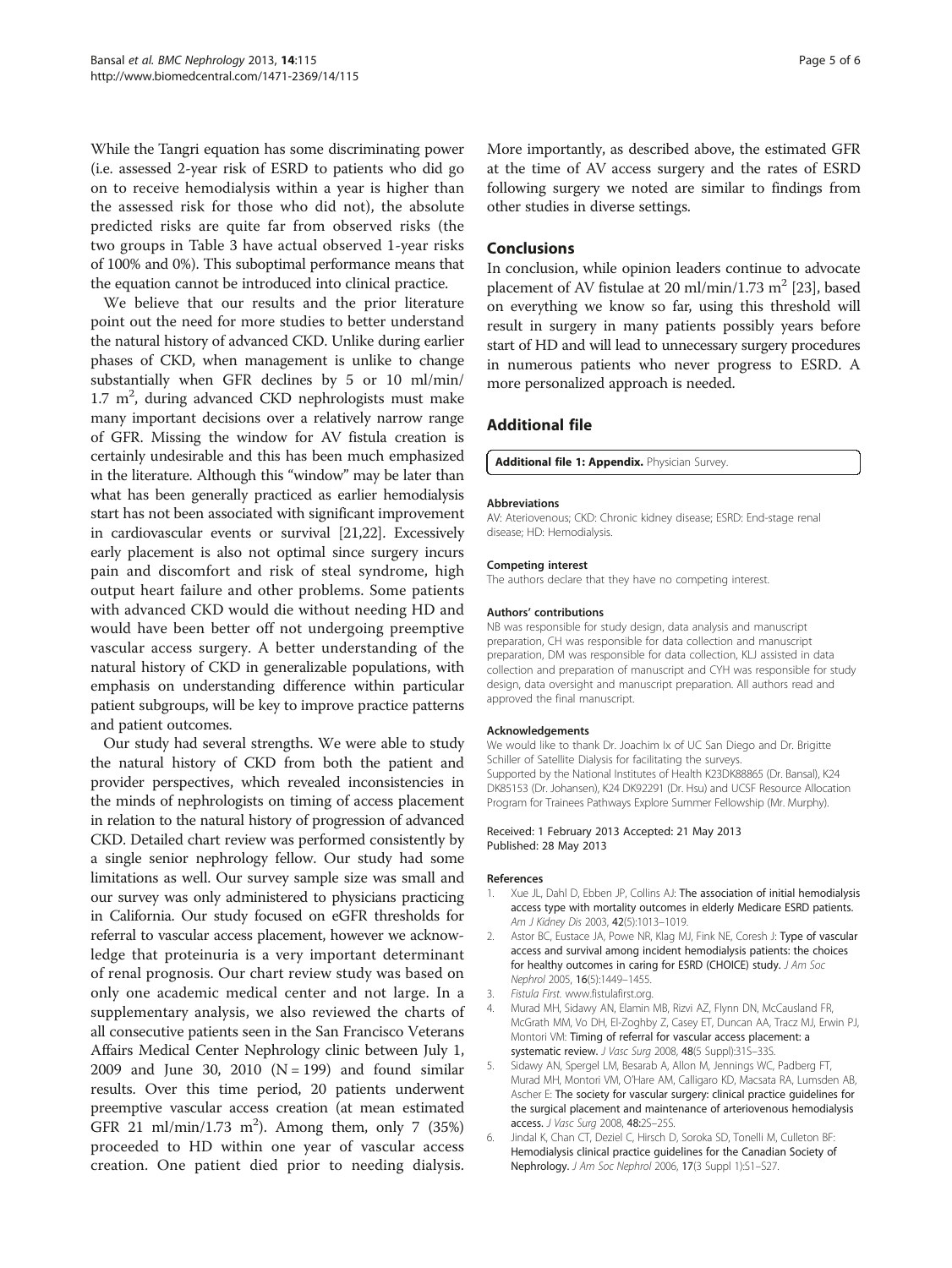While the Tangri equation has some discriminating power (i.e. assessed 2-year risk of ESRD to patients who did go on to receive hemodialysis within a year is higher than the assessed risk for those who did not), the absolute predicted risks are quite far from observed risks (the two groups in Table 3 have actual observed 1-year risks of 100% and 0%). This suboptimal performance means that the equation cannot be introduced into clinical practice.

We believe that our results and the prior literature point out the need for more studies to better understand the natural history of advanced CKD. Unlike during earlier phases of CKD, when management is unlike to change substantially when GFR declines by 5 or 10 ml/min/1.7 m$^2$, during advanced CKD nephrologists must make many important decisions over a relatively narrow range of GFR. Missing the window for AV fistula creation is certainly undesirable and this has been much emphasized in the literature. Although this "window" may be later than what has been generally practiced as earlier hemodialysis start has not been associated with significant improvement in cardiovascular events or survival [21,22]. Excessively early placement is also not optimal since surgery incurs pain and discomfort and risk of steal syndrome, high output heart failure and other problems. Some patients with advanced CKD would die without needing HD and would have been better off not undergoing preemptive vascular access surgery. A better understanding of the natural history of CKD in generalizable populations, with emphasis on understanding difference within particular patient subgroups, will be key to improve practice patterns and patient outcomes.

Our study had several strengths. We were able to study the natural history of CKD from both the patient and provider perspectives, which revealed inconsistencies in the minds of nephrologists on timing of access placement in relation to the natural history of progression of advanced CKD. Detailed chart review was performed consistently by a single senior nephrology fellow. Our study had some limitations as well. Our survey sample size was small and our survey was only administered to physicians practicing in California. Our study focused on eGFR thresholds for referral to vascular access placement, however we acknowledge that proteinuria is a very important determinant of renal prognosis. Our chart review study was based on only one academic medical center and not large. In a supplementary analysis, we also reviewed the charts of all consecutive patients seen in the San Francisco Veterans Affairs Medical Center Nephrology clinic between July 1, 2009 and June 30, 2010 (N = 199) and found similar results. Over this time period, 20 patients underwent preemptive vascular access creation (at mean estimated GFR 21 ml/min/1.73 m$^2$). Among them, only 7 (35%) proceeded to HD within one year of vascular access creation. One patient died prior to needing dialysis. More importantly, as described above, the estimated GFR at the time of AV access surgery and the rates of ESRD following surgery we noted are similar to findings from other studies in diverse settings.

## Conclusions

In conclusion, while opinion leaders continue to advocate placement of AV fistulae at 20 ml/min/1.73 m$^2$ [23], based on everything we know so far, using this threshold will result in surgery in many patients possibly years before start of HD and will lead to unnecessary surgery procedures in numerous patients who never progress to ESRD. A more personalized approach is needed.

## Additional file

**Additional file 1: Appendix.** Physician Survey.

#### Abbreviations

AV: Ateriovenous; CKD: Chronic kidney disease; ESRD: End-stage renal disease; HD: Hemodialysis.

#### Competing interest

The authors declare that they have no competing interest.

#### Authors' contributions

NB was responsible for study design, data analysis and manuscript preparation, CH was responsible for data collection and manuscript preparation, DM was responsible for data collection, KLJ assisted in data collection and preparation of manuscript and CYH was responsible for study design, data oversight and manuscript preparation. All authors read and approved the final manuscript.

#### Acknowledgements

We would like to thank Dr. Joachim Ix of UC San Diego and Dr. Brigitte Schiller of Satellite Dialysis for facilitating the surveys.
Supported by the National Institutes of Health K23DK88865 (Dr. Bansal), K24 DK85153 (Dr. Johansen), K24 DK92291 (Dr. Hsu) and UCSF Resource Allocation Program for Trainees Pathways Explore Summer Fellowship (Mr. Murphy).

Received: 1 February 2013 Accepted: 21 May 2013
Published: 28 May 2013

#### References

1. Xue JL, Dahl D, Ebben JP, Collins AJ: **The association of initial hemodialysis access type with mortality outcomes in elderly Medicare ESRD patients.** *Am J Kidney Dis* 2003, **42**(5):1013–1019.
2. Astor BC, Eustace JA, Powe NR, Klag MJ, Fink NE, Coresh J: **Type of vascular access and survival among incident hemodialysis patients: the choices for healthy outcomes in caring for ESRD (CHOICE) study.** *J Am Soc Nephrol* 2005, **16**(5):1449–1455.
3. *Fistula First.* www.fistulafirst.org.
4. Murad MH, Sidawy AN, Elamin MB, Rizvi AZ, Flynn DN, McCausland FR, McGrath MM, Vo DH, El-Zoghby Z, Casey ET, Duncan AA, Tracz MJ, Erwin PJ, Montori VM: **Timing of referral for vascular access placement: a systematic review.** *J Vasc Surg* 2008, **48**(5 Suppl):31S–33S.
5. Sidawy AN, Spergel LM, Besarab A, Allon M, Jennings WC, Padberg FT, Murad MH, Montori VM, O'Hare AM, Calligaro KD, Macsata RA, Lumsden AB, Ascher E: **The society for vascular surgery: clinical practice guidelines for the surgical placement and maintenance of arteriovenous hemodialysis access.** *J Vasc Surg* 2008, **48:**2S–25S.
6. Jindal K, Chan CT, Deziel C, Hirsch D, Soroka SD, Tonelli M, Culleton BF: **Hemodialysis clinical practice guidelines for the Canadian Society of Nephrology.** *J Am Soc Nephrol* 2006, **17**(3 Suppl 1):S1–S27.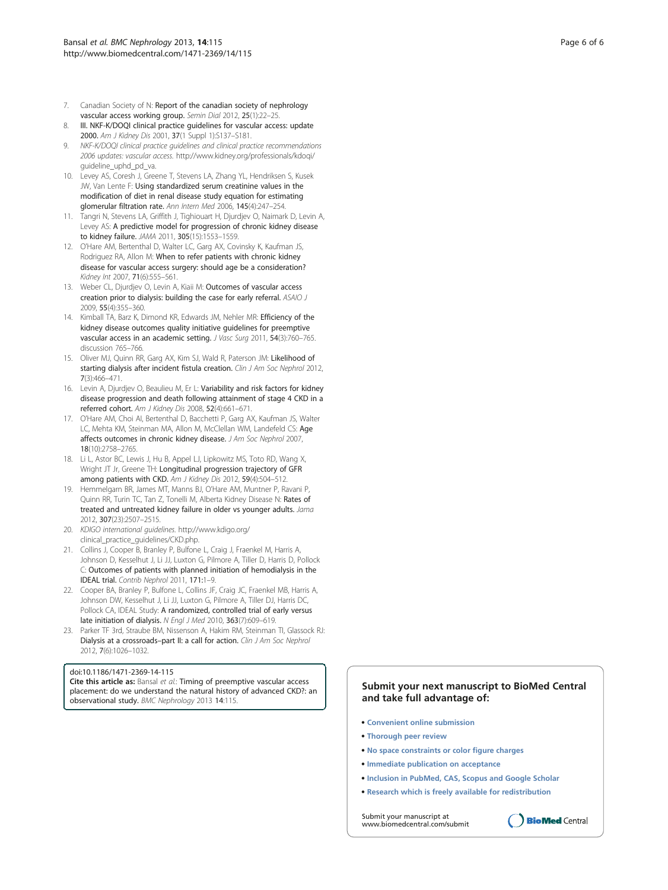7. Canadian Society of N: **Report of the canadian society of nephrology vascular access working group.** *Semin Dial* 2012, **25**(1):22–25.
8. III. NKF-K/DOQI clinical practice guidelines for vascular access: update 2000. *Am J Kidney Dis* 2001, **37**(1 Suppl 1):S137–S181.
9. *NKF-K/DOQI clinical practice guidelines and clinical practice recommendations 2006 updates: vascular access.* http://www.kidney.org/professionals/kdoqi/guideline_uphd_pd_va.
10. Levey AS, Coresh J, Greene T, Stevens LA, Zhang YL, Hendriksen S, Kusek JW, Van Lente F: **Using standardized serum creatinine values in the modification of diet in renal disease study equation for estimating glomerular filtration rate.** *Ann Intern Med* 2006, **145**(4):247–254.
11. Tangri N, Stevens LA, Griffith J, Tighiouart H, Djurdjev O, Naimark D, Levin A, Levey AS: **A predictive model for progression of chronic kidney disease to kidney failure.** *JAMA* 2011, **305**(15):1553–1559.
12. O'Hare AM, Bertenthal D, Walter LC, Garg AX, Covinsky K, Kaufman JS, Rodriguez RA, Allon M: **When to refer patients with chronic kidney disease for vascular access surgery: should age be a consideration?** *Kidney Int* 2007, **71**(6):555–561.
13. Weber CL, Djurdjev O, Levin A, Kiaii M: **Outcomes of vascular access creation prior to dialysis: building the case for early referral.** *ASAIO J* 2009, **55**(4):355–360.
14. Kimball TA, Barz K, Dimond KR, Edwards JM, Nehler MR: **Efficiency of the kidney disease outcomes quality initiative guidelines for preemptive vascular access in an academic setting.** *J Vasc Surg* 2011, **54**(3):760–765. discussion 765–766.
15. Oliver MJ, Quinn RR, Garg AX, Kim SJ, Wald R, Paterson JM: **Likelihood of starting dialysis after incident fistula creation.** *Clin J Am Soc Nephrol* 2012, **7**(3):466–471.
16. Levin A, Djurdjev O, Beaulieu M, Er L: **Variability and risk factors for kidney disease progression and death following attainment of stage 4 CKD in a referred cohort.** *Am J Kidney Dis* 2008, **52**(4):661–671.
17. O'Hare AM, Choi AI, Bertenthal D, Bacchetti P, Garg AX, Kaufman JS, Walter LC, Mehta KM, Steinman MA, Allon M, McClellan WM, Landefeld CS: **Age affects outcomes in chronic kidney disease.** *J Am Soc Nephrol* 2007, **18**(10):2758–2765.
18. Li L, Astor BC, Lewis J, Hu B, Appel LJ, Lipkowitz MS, Toto RD, Wang X, Wright JT Jr, Greene TH: **Longitudinal progression trajectory of GFR among patients with CKD.** *Am J Kidney Dis* 2012, **59**(4):504–512.
19. Hemmelgarn BR, James MT, Manns BJ, O'Hare AM, Muntner P, Ravani P, Quinn RR, Turin TC, Tan Z, Tonelli M, Alberta Kidney Disease N: **Rates of treated and untreated kidney failure in older vs younger adults.** *Jama* 2012, **307**(23):2507–2515.
20. *KDIGO international guidelines.* http://www.kdigo.org/clinical_practice_guidelines/CKD.php.
21. Collins J, Cooper B, Branley P, Bulfone L, Craig J, Fraenkel M, Harris A, Johnson D, Kesselhut J, Li JJ, Luxton G, Pilmore A, Tiller D, Harris D, Pollock C: **Outcomes of patients with planned initiation of hemodialysis in the IDEAL trial.** *Contrib Nephrol* 2011, **171**:1–9.
22. Cooper BA, Branley P, Bulfone L, Collins JF, Craig JC, Fraenkel MB, Harris A, Johnson DW, Kesselhut J, Li JJ, Luxton G, Pilmore A, Tiller DJ, Harris DC, Pollock CA, IDEAL Study: **A randomized, controlled trial of early versus late initiation of dialysis.** *N Engl J Med* 2010, **363**(7):609–619.
23. Parker TF 3rd, Straube BM, Nissenson A, Hakim RM, Steinman TI, Glassock RJ: **Dialysis at a crossroads–part II: a call for action.** *Clin J Am Soc Nephrol* 2012, **7**(6):1026–1032.

doi:10.1186/1471-2369-14-115
**Cite this article as:** Bansal *et al.*: Timing of preemptive vascular access placement: do we understand the natural history of advanced CKD?: an observational study. *BMC Nephrology* 2013 **14**:115.

**Submit your next manuscript to BioMed Central and take full advantage of:**

- **Convenient online submission**
- **Thorough peer review**
- **No space constraints or color figure charges**
- **Immediate publication on acceptance**
- **Inclusion in PubMed, CAS, Scopus and Google Scholar**
- **Research which is freely available for redistribution**

Submit your manuscript at
www.biomedcentral.com/submit

BioMed Central